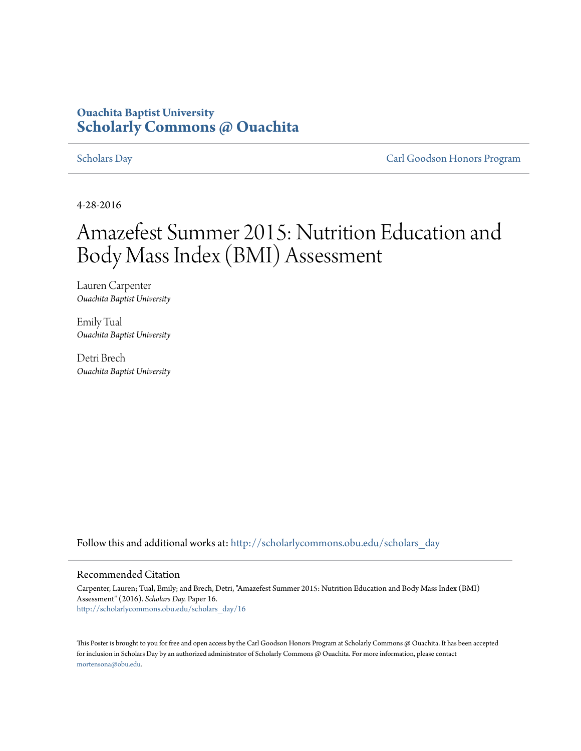**Ouachita Baptist University**
**Scholarly Commons @ Ouachita**

Scholars Day | Carl Goodson Honors Program

4-28-2016

# Amazefest Summer 2015: Nutrition Education and Body Mass Index (BMI) Assessment

Lauren Carpenter
*Ouachita Baptist University*

Emily Tual
*Ouachita Baptist University*

Detri Brech
*Ouachita Baptist University*

Follow this and additional works at: http://scholarlycommons.obu.edu/scholars_day

## Recommended Citation

Carpenter, Lauren; Tual, Emily; and Brech, Detri, "Amazefest Summer 2015: Nutrition Education and Body Mass Index (BMI) Assessment" (2016). *Scholars Day.* Paper 16.
http://scholarlycommons.obu.edu/scholars_day/16

This Poster is brought to you for free and open access by the Carl Goodson Honors Program at Scholarly Commons @ Ouachita. It has been accepted for inclusion in Scholars Day by an authorized administrator of Scholarly Commons @ Ouachita. For more information, please contact mortensona@obu.edu.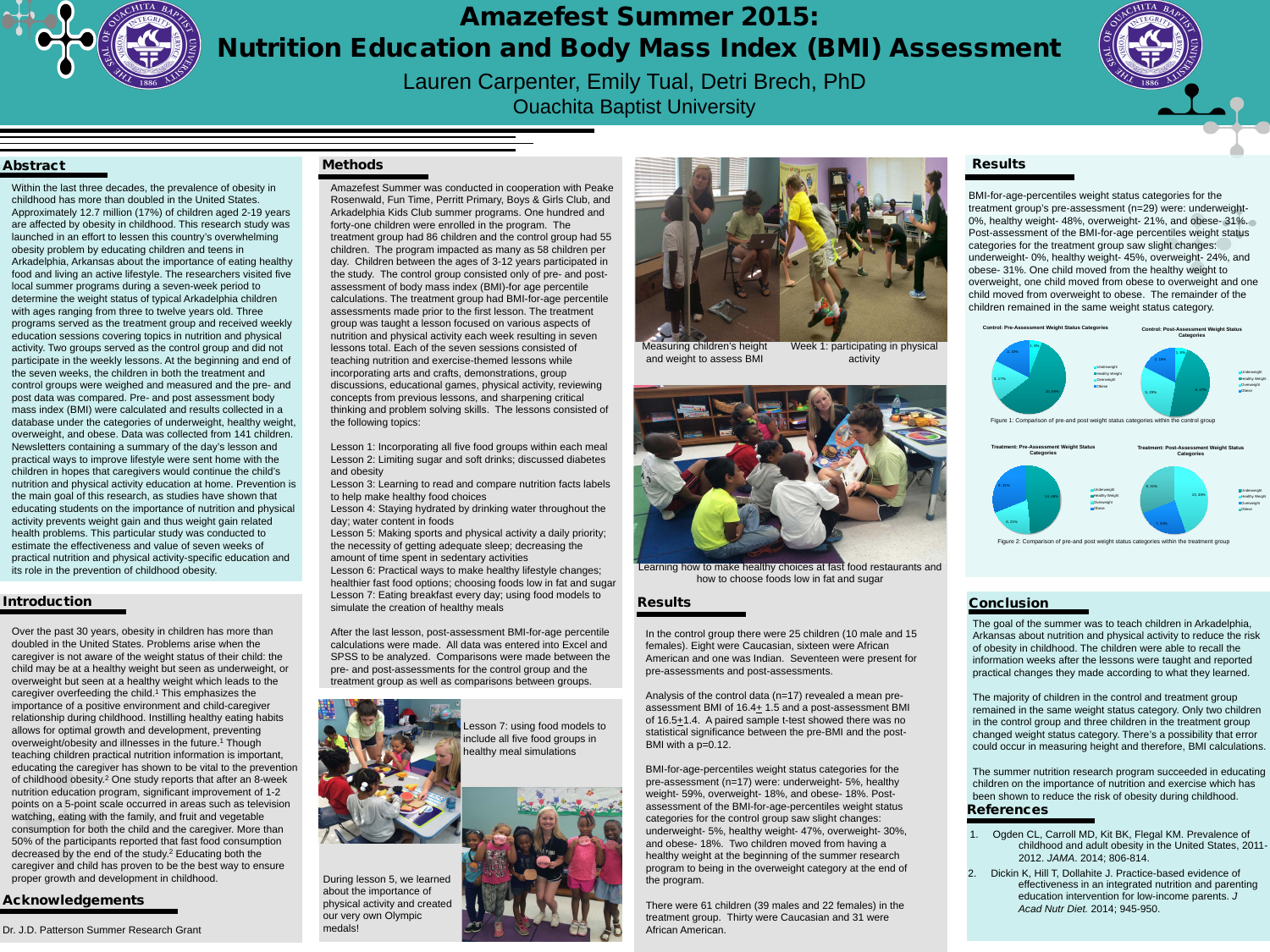# Amazefest Summer 2015: Nutrition Education and Body Mass Index (BMI) Assessment

Lauren Carpenter, Emily Tual, Detri Brech, PhD
Ouachita Baptist University

## Abstract

Within the last three decades, the prevalence of obesity in childhood has more than doubled in the United States. Approximately 12.7 million (17%) of children aged 2-19 years are affected by obesity in childhood. This research study was launched in an effort to lessen this country's overwhelming obesity problem by educating children and teens in Arkadelphia, Arkansas about the importance of eating healthy food and living an active lifestyle. The researchers visited five local summer programs during a seven-week period to determine the weight status of typical Arkadelphia children with ages ranging from three to twelve years old. Three programs served as the treatment group and received weekly education sessions covering topics in nutrition and physical activity. Two groups served as the control group and did not participate in the weekly lessons. At the beginning and end of the seven weeks, the children in both the treatment and control groups were weighed and measured and the pre- and post data was compared. Pre- and post assessment body mass index (BMI) were calculated and results collected in a database under the categories of underweight, healthy weight, overweight, and obese. Data was collected from 141 children. Newsletters containing a summary of the day's lesson and practical ways to improve lifestyle were sent home with the children in hopes that caregivers would continue the child's nutrition and physical activity education at home. Prevention is the main goal of this research, as studies have shown that educating students on the importance of nutrition and physical activity prevents weight gain and thus weight gain related health problems. This particular study was conducted to estimate the effectiveness and value of seven weeks of practical nutrition and physical activity-specific education and its role in the prevention of childhood obesity.

## Introduction

Over the past 30 years, obesity in children has more than doubled in the United States. Problems arise when the caregiver is not aware of the weight status of their child: the child may be at a healthy weight but seen as underweight, or overweight but seen at a healthy weight which leads to the caregiver overfeeding the child.[1] This emphasizes the importance of a positive environment and child-caregiver relationship during childhood. Instilling healthy eating habits allows for optimal growth and development, preventing overweight/obesity and illnesses in the future.[1] Though teaching children practical nutrition information is important, educating the caregiver has shown to be vital to the prevention of childhood obesity.[2] One study reports that after an 8-week nutrition education program, significant improvement of 1-2 points on a 5-point scale occurred in areas such as television watching, eating with the family, and fruit and vegetable consumption for both the child and the caregiver. More than 50% of the participants reported that fast food consumption decreased by the end of the study.[2] Educating both the caregiver and child has proven to be the best way to ensure proper growth and development in childhood.

## Acknowledgements

Dr. J.D. Patterson Summer Research Grant

## Methods

Amazefest Summer was conducted in cooperation with Peake Rosenwald, Fun Time, Perritt Primary, Boys & Girls Club, and Arkadelphia Kids Club summer programs. One hundred and forty-one children were enrolled in the program. The treatment group had 86 children and the control group had 55 children. The program impacted as many as 58 children per day. Children between the ages of 3-12 years participated in the study. The control group consisted only of pre- and post-assessment of body mass index (BMI)-for age percentile calculations. The treatment group had BMI-for-age percentile assessments made prior to the first lesson. The treatment group was taught a lesson focused on various aspects of nutrition and physical activity each week resulting in seven lessons total. Each of the seven sessions consisted of teaching nutrition and exercise-themed lessons while incorporating arts and crafts, demonstrations, group discussions, educational games, physical activity, reviewing concepts from previous lessons, and sharpening critical thinking and problem solving skills. The lessons consisted of the following topics:

Lesson 1: Incorporating all five food groups within each meal
Lesson 2: Limiting sugar and soft drinks; discussed diabetes and obesity
Lesson 3: Learning to read and compare nutrition facts labels to help make healthy food choices
Lesson 4: Staying hydrated by drinking water throughout the day; water content in foods
Lesson 5: Making sports and physical activity a daily priority; the necessity of getting adequate sleep; decreasing the amount of time spent in sedentary activities
Lesson 6: Practical ways to make healthy lifestyle changes; healthier fast food options; choosing foods low in fat and sugar
Lesson 7: Eating breakfast every day; using food models to simulate the creation of healthy meals

After the last lesson, post-assessment BMI-for-age percentile calculations were made. All data was entered into Excel and SPSS to be analyzed. Comparisons were made between the pre- and post-assessments for the control group and the treatment group as well as comparisons between groups.

Lesson 7: using food models to include all five food groups in healthy meal simulations

During lesson 5, we learned about the importance of physical activity and created our very own Olympic medals!

Measuring children's height and weight to assess BMI

Week 1: participating in physical activity

Learning how to make healthy choices at fast food restaurants and how to choose foods low in fat and sugar

## Results

In the control group there were 25 children (10 male and 15 females). Eight were Caucasian, sixteen were African American and one was Indian. Seventeen were present for pre-assessments and post-assessments.

Analysis of the control data (n=17) revealed a mean pre-assessment BMI of 16.4$\pm$ 1.5 and a post-assessment BMI of 16.5$\pm$1.4. A paired sample t-test showed there was no statistical significance between the pre-BMI and the post-BMI with a p=0.12.

BMI-for-age-percentiles weight status categories for the pre-assessment (n=17) were: underweight- 5%, healthy weight- 59%, overweight- 18%, and obese- 18%. Post-assessment of the BMI-for-age-percentiles weight status categories for the control group saw slight changes: underweight- 5%, healthy weight- 47%, overweight- 30%, and obese- 18%. Two children moved from having a healthy weight at the beginning of the summer research program to being in the overweight category at the end of the program.

There were 61 children (39 males and 22 females) in the treatment group. Thirty were Caucasian and 31 were African American.

## Results

BMI-for-age-percentiles weight status categories for the treatment group's pre-assessment (n=29) were: underweight- 0%, healthy weight- 48%, overweight- 21%, and obese- 31%. Post-assessment of the BMI-for-age percentiles weight status categories for the treatment group saw slight changes: underweight- 0%, healthy weight- 45%, overweight- 24%, and obese- 31%. One child moved from the healthy weight to overweight, one child moved from obese to overweight and one child moved from overweight to obese. The remainder of the children remained in the same weight status category.

Control: Pre-Assessment Weight Status Categories
Control: Post-Assessment Weight Status Categories
Underweight
Healthy Weight
Overweight
Obese

Figure 1: Comparison of pre-and post weight status categories within the control group

Treatment: Pre-Assessment Weight Status Categories
Treatment: Post-Assessment Weight Status Categories
Underweight
Healthy Weight
Overweight
Obese

Figure 2: Comparison of pre-and post weight status categories within the treatment group

## Conclusion

The goal of the summer was to teach children in Arkadelphia, Arkansas about nutrition and physical activity to reduce the risk of obesity in childhood. The children were able to recall the information weeks after the lessons were taught and reported practical changes they made according to what they learned.

The majority of children in the control and treatment group remained in the same weight status category. Only two children in the control group and three children in the treatment group changed weight status category. There's a possibility that error could occur in measuring height and therefore, BMI calculations.

The summer nutrition research program succeeded in educating children on the importance of nutrition and exercise which has been shown to reduce the risk of obesity during childhood.

## References

1. Ogden CL, Carroll MD, Kit BK, Flegal KM. Prevalence of childhood and adult obesity in the United States, 2011-2012. *JAMA*. 2014; 806-814.
2. Dickin K, Hill T, Dollahite J. Practice-based evidence of effectiveness in an integrated nutrition and parenting education intervention for low-income parents. *J Acad Nutr Diet.* 2014; 945-950.